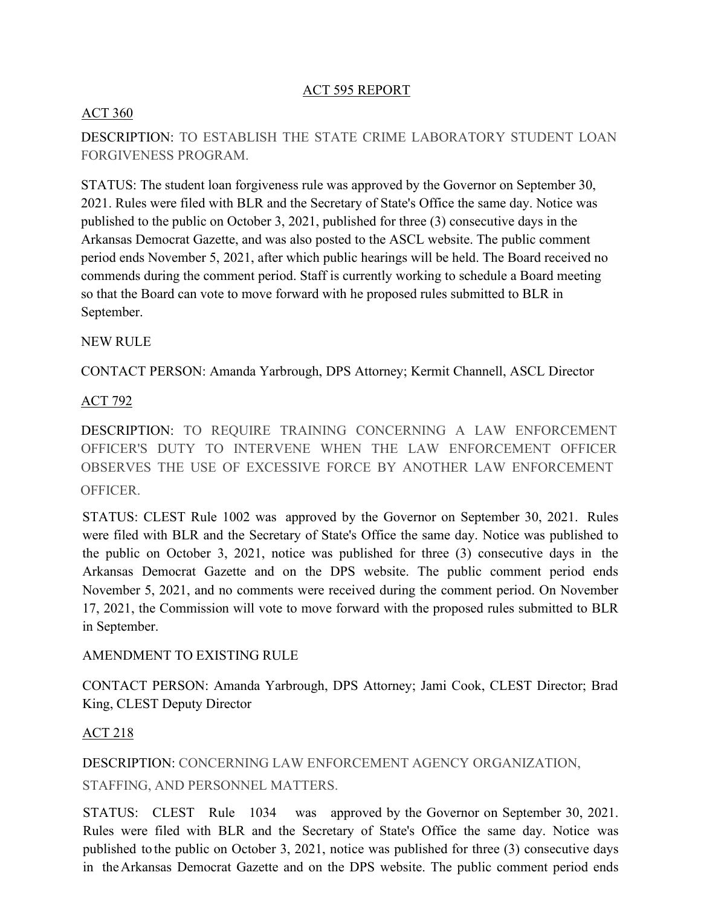# ACT 595 REPORT

ACT 360

DESCRIPTION: TO ESTABLISH THE STATE CRIME LABORATORY STUDENT LOAN FORGIVENESS PROGRAM.

STATUS: The student loan forgiveness rule was approved by the Governor on September 30, 2021. Rules were filed with BLR and the Secretary of State's Office the same day. Notice was published to the public on October 3, 2021, published for three (3) consecutive days in the Arkansas Democrat Gazette, and was also posted to the ASCL website. The public comment period ends November 5, 2021, after which public hearings will be held. The Board received no commends during the comment period. Staff is currently working to schedule a Board meeting so that the Board can vote to move forward with he proposed rules submitted to BLR in September.

NEW RULE

CONTACT PERSON: Amanda Yarbrough, DPS Attorney; Kermit Channell, ASCL Director

ACT 792

DESCRIPTION: TO REQUIRE TRAINING CONCERNING A LAW ENFORCEMENT OFFICER'S DUTY TO INTERVENE WHEN THE LAW ENFORCEMENT OFFICER OBSERVES THE USE OF EXCESSIVE FORCE BY ANOTHER LAW ENFORCEMENT OFFICER.

STATUS: CLEST Rule 1002 was approved by the Governor on September 30, 2021. Rules were filed with BLR and the Secretary of State's Office the same day. Notice was published to the public on October 3, 2021, notice was published for three (3) consecutive days in the Arkansas Democrat Gazette and on the DPS website. The public comment period ends November 5, 2021, and no comments were received during the comment period. On November 17, 2021, the Commission will vote to move forward with the proposed rules submitted to BLR in September.

AMENDMENT TO EXISTING RULE

CONTACT PERSON: Amanda Yarbrough, DPS Attorney; Jami Cook, CLEST Director; Brad King, CLEST Deputy Director

ACT 218

DESCRIPTION: CONCERNING LAW ENFORCEMENT AGENCY ORGANIZATION, STAFFING, AND PERSONNEL MATTERS.

STATUS: CLEST Rule 1034 was approved by the Governor on September 30, 2021. Rules were filed with BLR and the Secretary of State's Office the same day. Notice was published to the public on October 3, 2021, notice was published for three (3) consecutive days in the Arkansas Democrat Gazette and on the DPS website. The public comment period ends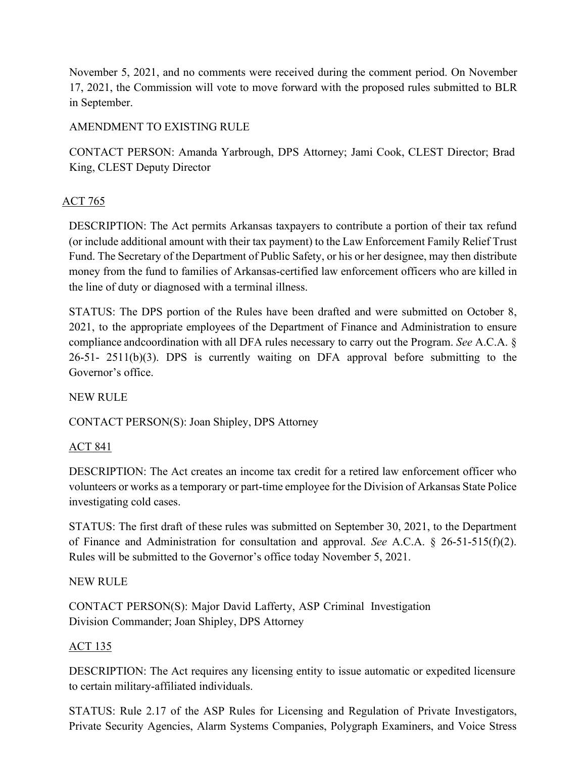November 5, 2021, and no comments were received during the comment period. On November 17, 2021, the Commission will vote to move forward with the proposed rules submitted to BLR in September.

AMENDMENT TO EXISTING RULE

CONTACT PERSON: Amanda Yarbrough, DPS Attorney; Jami Cook, CLEST Director; Brad King, CLEST Deputy Director

<u>ACT 765</u>

DESCRIPTION: The Act permits Arkansas taxpayers to contribute a portion of their tax refund (or include additional amount with their tax payment) to the Law Enforcement Family Relief Trust Fund. The Secretary of the Department of Public Safety, or his or her designee, may then distribute money from the fund to families of Arkansas-certified law enforcement officers who are killed in the line of duty or diagnosed with a terminal illness.

STATUS: The DPS portion of the Rules have been drafted and were submitted on October 8, 2021, to the appropriate employees of the Department of Finance and Administration to ensure compliance andcoordination with all DFA rules necessary to carry out the Program. *See* A.C.A. § 26-51- 2511(b)(3). DPS is currently waiting on DFA approval before submitting to the Governor's office.

NEW RULE

CONTACT PERSON(S): Joan Shipley, DPS Attorney

<u>ACT 841</u>

DESCRIPTION: The Act creates an income tax credit for a retired law enforcement officer who volunteers or works as a temporary or part-time employee for the Division of Arkansas State Police investigating cold cases.

STATUS: The first draft of these rules was submitted on September 30, 2021, to the Department of Finance and Administration for consultation and approval. *See* A.C.A. § 26-51-515(f)(2). Rules will be submitted to the Governor's office today November 5, 2021.

NEW RULE

CONTACT PERSON(S): Major David Lafferty, ASP Criminal Investigation Division Commander; Joan Shipley, DPS Attorney

<u>ACT 135</u>

DESCRIPTION: The Act requires any licensing entity to issue automatic or expedited licensure to certain military-affiliated individuals.

STATUS: Rule 2.17 of the ASP Rules for Licensing and Regulation of Private Investigators, Private Security Agencies, Alarm Systems Companies, Polygraph Examiners, and Voice Stress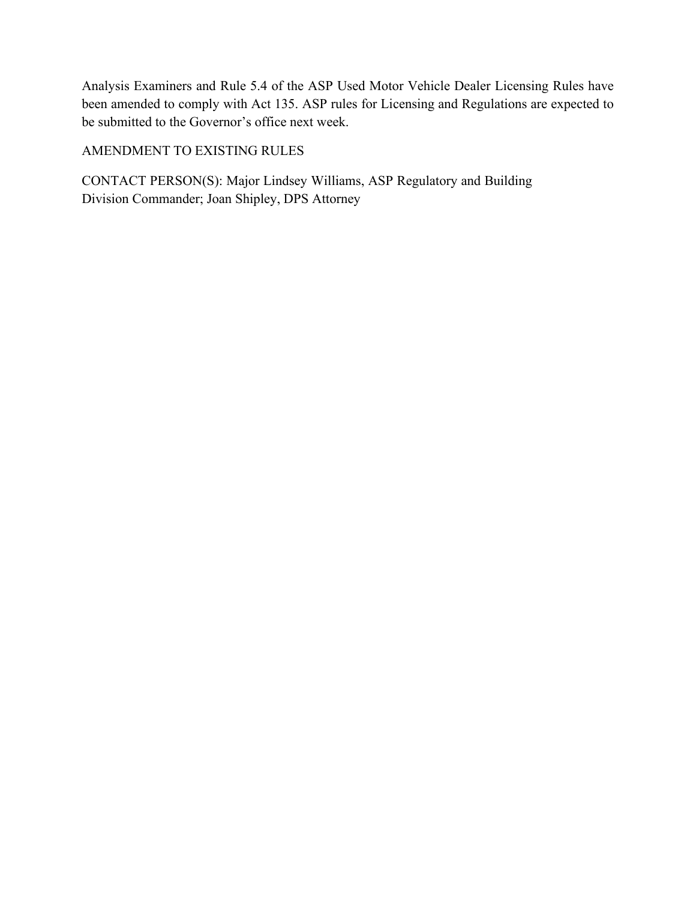Analysis Examiners and Rule 5.4 of the ASP Used Motor Vehicle Dealer Licensing Rules have been amended to comply with Act 135. ASP rules for Licensing and Regulations are expected to be submitted to the Governor's office next week.

AMENDMENT TO EXISTING RULES

CONTACT PERSON(S): Major Lindsey Williams, ASP Regulatory and Building Division Commander; Joan Shipley, DPS Attorney